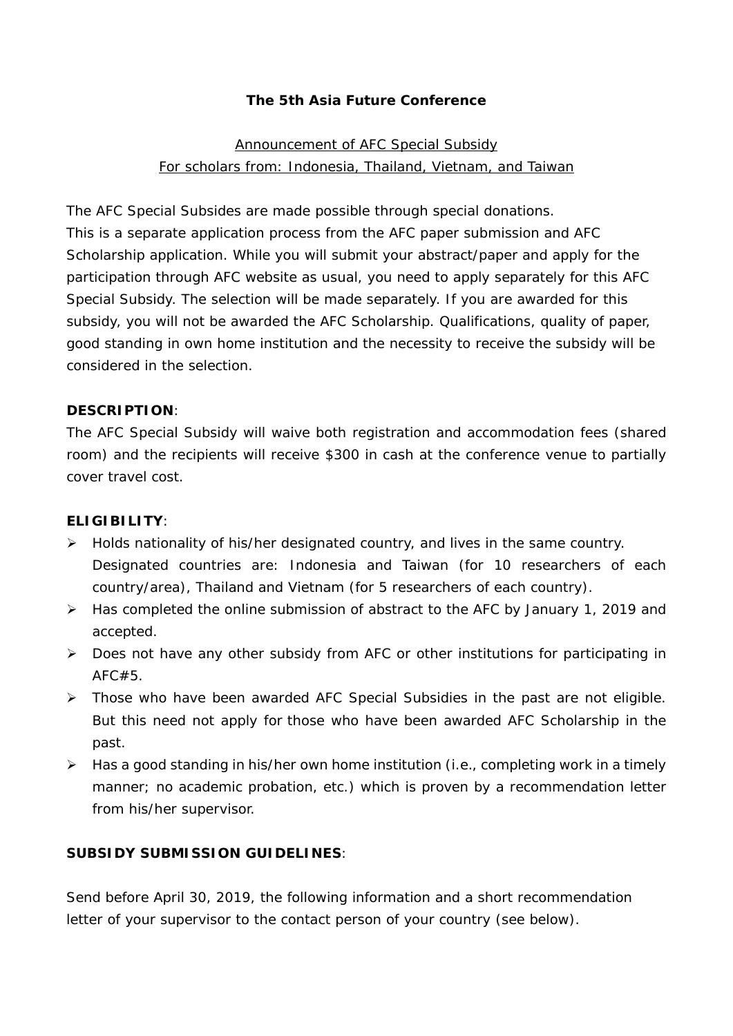**The 5th Asia Future Conference**

<u>Announcement of AFC Special Subsidy</u>
<u>For scholars from: Indonesia, Thailand, Vietnam, and Taiwan</u>

The AFC Special Subsides are made possible through special donations.
This is a separate application process from the AFC paper submission and AFC Scholarship application. While you will submit your abstract/paper and apply for the participation through AFC website as usual, you need to apply separately for this AFC Special Subsidy. The selection will be made separately. If you are awarded for this subsidy, you will not be awarded the AFC Scholarship. Qualifications, quality of paper, good standing in own home institution and the necessity to receive the subsidy will be considered in the selection.

**DESCRIPTION**:
The AFC Special Subsidy will waive both registration and accommodation fees (shared room) and the recipients will receive $300 in cash at the conference venue to partially cover travel cost.

**ELIGIBILITY**:

- Holds nationality of his/her designated country, and lives in the same country. Designated countries are: Indonesia and Taiwan (for 10 researchers of each country/area), Thailand and Vietnam (for 5 researchers of each country).
- Has completed the online submission of abstract to the AFC by January 1, 2019 and accepted.
- Does not have any other subsidy from AFC or other institutions for participating in AFC#5.
- Those who have been awarded AFC Special Subsidies in the past are not eligible. But this need not apply for those who have been awarded AFC Scholarship in the past.
- Has a good standing in his/her own home institution (i.e., completing work in a timely manner; no academic probation, etc.) which is proven by a recommendation letter from his/her supervisor.

**SUBSIDY SUBMISSION GUIDELINES**:

Send before April 30, 2019, the following information and a short recommendation letter of your supervisor to the contact person of your country (see below).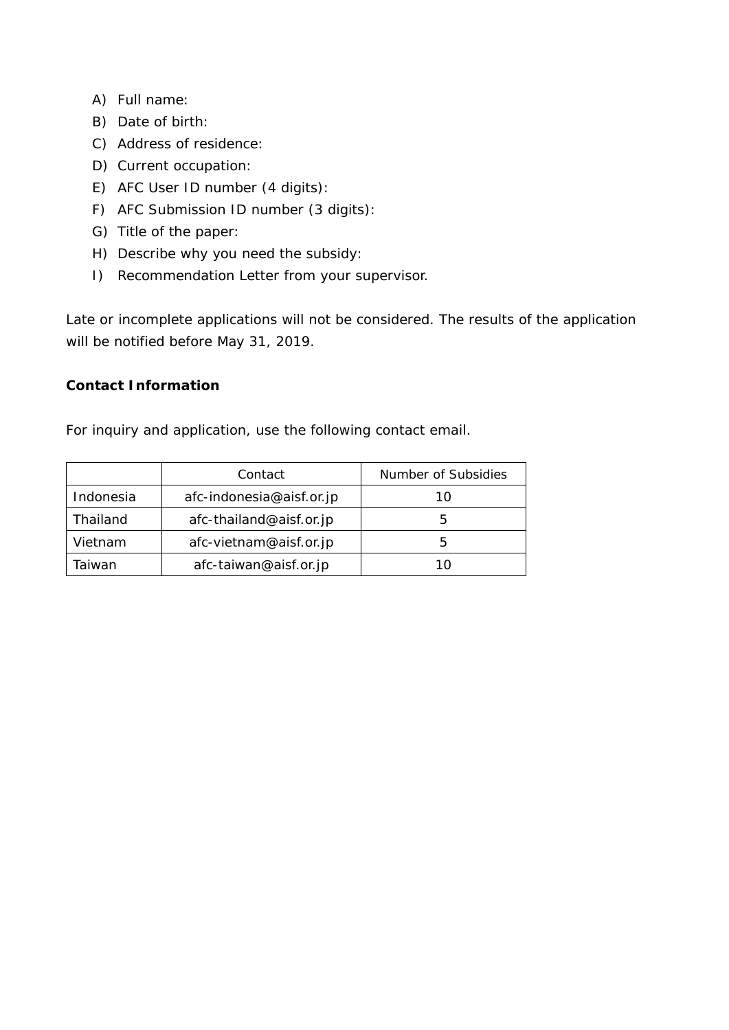A) Full name:
B) Date of birth:
C) Address of residence:
D) Current occupation:
E) AFC User ID number (4 digits):
F) AFC Submission ID number (3 digits):
G) Title of the paper:
H) Describe why you need the subsidy:
I) Recommendation Letter from your supervisor.

Late or incomplete applications will not be considered. The results of the application will be notified before May 31, 2019.

**Contact Information**

For inquiry and application, use the following contact email.

| | Contact | Number of Subsidies |
|---|---|---|
| Indonesia | afc-indonesia@aisf.or.jp | 10 |
| Thailand | afc-thailand@aisf.or.jp | 5 |
| Vietnam | afc-vietnam@aisf.or.jp | 5 |
| Taiwan | afc-taiwan@aisf.or.jp | 10 |